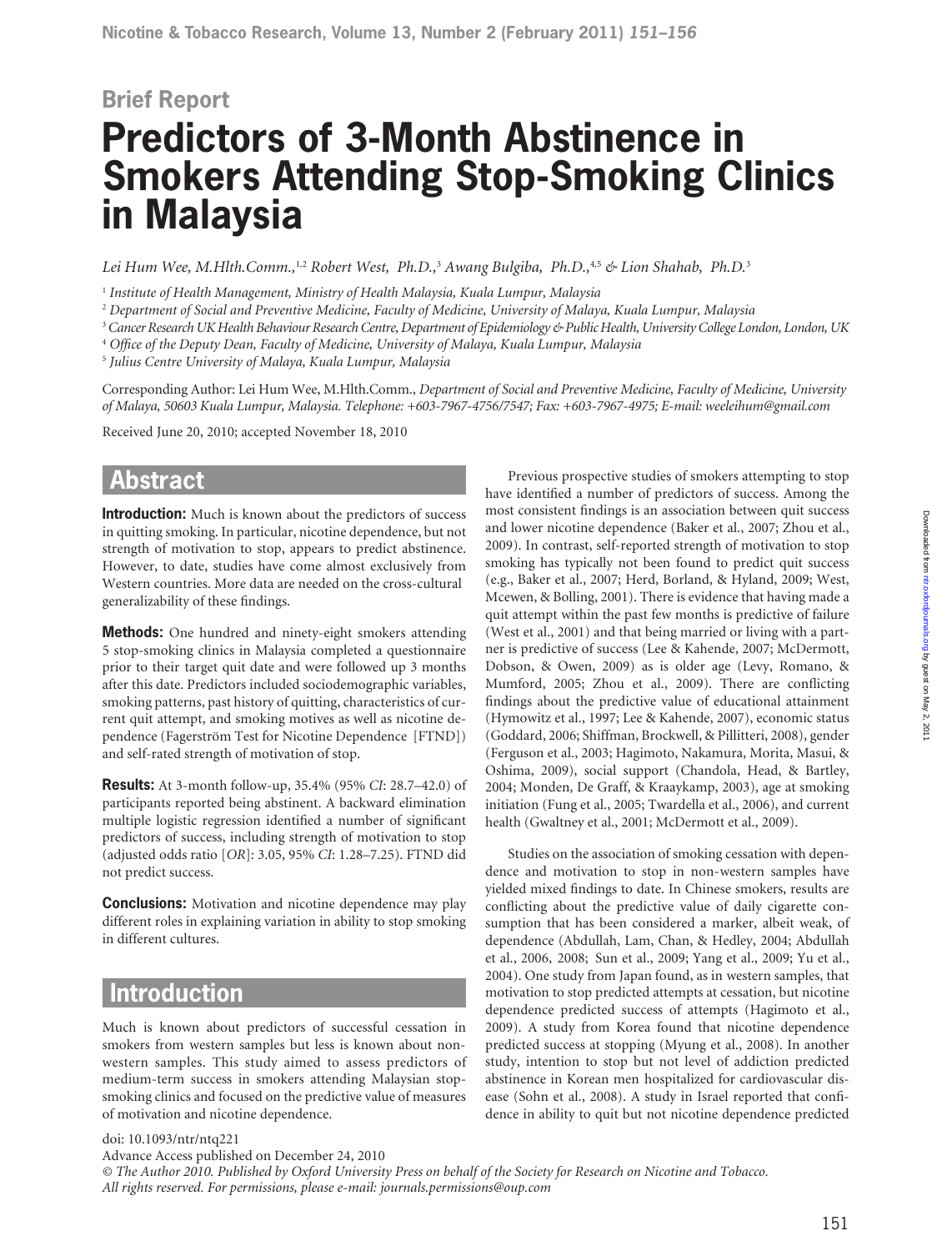Brief Report

# Predictors of 3-Month Abstinence in Smokers Attending Stop-Smoking Clinics in Malaysia

*Lei Hum Wee, M.Hlth.Comm.,[1,2] Robert West, Ph.D.,[3] Awang Bulgiba, Ph.D.,[4,5] & Lion Shahab, Ph.D.[3]*

[1] *Institute of Health Management, Ministry of Health Malaysia, Kuala Lumpur, Malaysia*

[2] *Department of Social and Preventive Medicine, Faculty of Medicine, University of Malaya, Kuala Lumpur, Malaysia*

[3] *Cancer Research UK Health Behaviour Research Centre, Department of Epidemiology & Public Health, University College London, London, UK*

[4] *Office of the Deputy Dean, Faculty of Medicine, University of Malaya, Kuala Lumpur, Malaysia*

[5] *Julius Centre University of Malaya, Kuala Lumpur, Malaysia*

Corresponding Author: Lei Hum Wee, M.Hlth.Comm., *Department of Social and Preventive Medicine, Faculty of Medicine, University of Malaya, 50603 Kuala Lumpur, Malaysia. Telephone: +603-7967-4756/7547; Fax: +603-7967-4975; E-mail: weeleihum@gmail.com*

Received June 20, 2010; accepted November 18, 2010

## Abstract

**Introduction:** Much is known about the predictors of success in quitting smoking. In particular, nicotine dependence, but not strength of motivation to stop, appears to predict abstinence. However, to date, studies have come almost exclusively from Western countries. More data are needed on the cross-cultural generalizability of these findings.

**Methods:** One hundred and ninety-eight smokers attending 5 stop-smoking clinics in Malaysia completed a questionnaire prior to their target quit date and were followed up 3 months after this date. Predictors included sociodemographic variables, smoking patterns, past history of quitting, characteristics of current quit attempt, and smoking motives as well as nicotine dependence (Fagerström Test for Nicotine Dependence [FTND]) and self-rated strength of motivation of stop.

**Results:** At 3-month follow-up, 35.4% (95% *CI*: 28.7–42.0) of participants reported being abstinent. A backward elimination multiple logistic regression identified a number of significant predictors of success, including strength of motivation to stop (adjusted odds ratio [*OR*]: 3.05, 95% *CI*: 1.28–7.25). FTND did not predict success.

**Conclusions:** Motivation and nicotine dependence may play different roles in explaining variation in ability to stop smoking in different cultures.

## Introduction

Much is known about predictors of successful cessation in smokers from western samples but less is known about non-western samples. This study aimed to assess predictors of medium-term success in smokers attending Malaysian stop-smoking clinics and focused on the predictive value of measures of motivation and nicotine dependence.

Previous prospective studies of smokers attempting to stop have identified a number of predictors of success. Among the most consistent findings is an association between quit success and lower nicotine dependence (Baker et al., 2007; Zhou et al., 2009). In contrast, self-reported strength of motivation to stop smoking has typically not been found to predict quit success (e.g., Baker et al., 2007; Herd, Borland, & Hyland, 2009; West, Mcewen, & Bolling, 2001). There is evidence that having made a quit attempt within the past few months is predictive of failure (West et al., 2001) and that being married or living with a partner is predictive of success (Lee & Kahende, 2007; McDermott, Dobson, & Owen, 2009) as is older age (Levy, Romano, & Mumford, 2005; Zhou et al., 2009). There are conflicting findings about the predictive value of educational attainment (Hymowitz et al., 1997; Lee & Kahende, 2007), economic status (Goddard, 2006; Shiffman, Brockwell, & Pillitteri, 2008), gender (Ferguson et al., 2003; Hagimoto, Nakamura, Morita, Masui, & Oshima, 2009), social support (Chandola, Head, & Bartley, 2004; Monden, De Graff, & Kraaykamp, 2003), age at smoking initiation (Fung et al., 2005; Twardella et al., 2006), and current health (Gwaltney et al., 2001; McDermott et al., 2009).

Studies on the association of smoking cessation with dependence and motivation to stop in non-western samples have yielded mixed findings to date. In Chinese smokers, results are conflicting about the predictive value of daily cigarette consumption that has been considered a marker, albeit weak, of dependence (Abdullah, Lam, Chan, & Hedley, 2004; Abdullah et al., 2006, 2008; Sun et al., 2009; Yang et al., 2009; Yu et al., 2004). One study from Japan found, as in western samples, that motivation to stop predicted attempts at cessation, but nicotine dependence predicted success of attempts (Hagimoto et al., 2009). A study from Korea found that nicotine dependence predicted success at stopping (Myung et al., 2008). In another study, intention to stop but not level of addiction predicted abstinence in Korean men hospitalized for cardiovascular disease (Sohn et al., 2008). A study in Israel reported that confidence in ability to quit but not nicotine dependence predicted

doi: 10.1093/ntr/ntq221

Advance Access published on December 24, 2010

*© The Author 2010. Published by Oxford University Press on behalf of the Society for Research on Nicotine and Tobacco. All rights reserved. For permissions, please e-mail: journals.permissions@oup.com*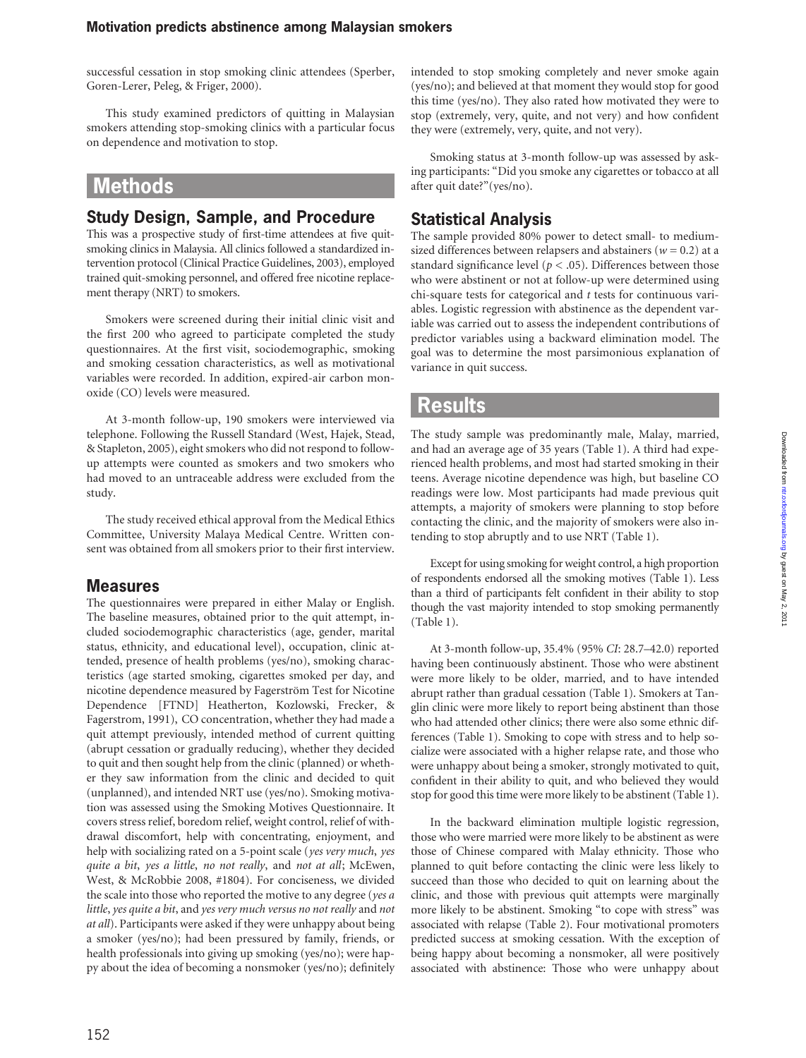successful cessation in stop smoking clinic attendees (Sperber, Goren-Lerer, Peleg, & Friger, 2000).

This study examined predictors of quitting in Malaysian smokers attending stop-smoking clinics with a particular focus on dependence and motivation to stop.

## Methods

### Study Design, Sample, and Procedure

This was a prospective study of first-time attendees at five quit-smoking clinics in Malaysia. All clinics followed a standardized intervention protocol (Clinical Practice Guidelines, 2003), employed trained quit-smoking personnel, and offered free nicotine replacement therapy (NRT) to smokers.

Smokers were screened during their initial clinic visit and the first 200 who agreed to participate completed the study questionnaires. At the first visit, sociodemographic, smoking and smoking cessation characteristics, as well as motivational variables were recorded. In addition, expired-air carbon monoxide (CO) levels were measured.

At 3-month follow-up, 190 smokers were interviewed via telephone. Following the Russell Standard (West, Hajek, Stead, & Stapleton, 2005), eight smokers who did not respond to follow-up attempts were counted as smokers and two smokers who had moved to an untraceable address were excluded from the study.

The study received ethical approval from the Medical Ethics Committee, University Malaya Medical Centre. Written consent was obtained from all smokers prior to their first interview.

### Measures

The questionnaires were prepared in either Malay or English. The baseline measures, obtained prior to the quit attempt, included sociodemographic characteristics (age, gender, marital status, ethnicity, and educational level), occupation, clinic attended, presence of health problems (yes/no), smoking characteristics (age started smoking, cigarettes smoked per day, and nicotine dependence measured by Fagerström Test for Nicotine Dependence [FTND] Heatherton, Kozlowski, Frecker, & Fagerstrom, 1991), CO concentration, whether they had made a quit attempt previously, intended method of current quitting (abrupt cessation or gradually reducing), whether they decided to quit and then sought help from the clinic (planned) or whether they saw information from the clinic and decided to quit (unplanned), and intended NRT use (yes/no). Smoking motivation was assessed using the Smoking Motives Questionnaire. It covers stress relief, boredom relief, weight control, relief of withdrawal discomfort, help with concentrating, enjoyment, and help with socializing rated on a 5-point scale (*yes very much*, *yes quite a bit*, *yes a little*, *no not really*, and *not at all*; McEwen, West, & McRobbie 2008, #1804). For conciseness, we divided the scale into those who reported the motive to any degree (*yes a little*, *yes quite a bit*, and *yes very much versus no not really* and *not at all*). Participants were asked if they were unhappy about being a smoker (yes/no); had been pressured by family, friends, or health professionals into giving up smoking (yes/no); were happy about the idea of becoming a nonsmoker (yes/no); definitely intended to stop smoking completely and never smoke again (yes/no); and believed at that moment they would stop for good this time (yes/no). They also rated how motivated they were to stop (extremely, very, quite, and not very) and how confident they were (extremely, very, quite, and not very).

Smoking status at 3-month follow-up was assessed by asking participants: "Did you smoke any cigarettes or tobacco at all after quit date?" (yes/no).

### Statistical Analysis

The sample provided 80% power to detect small- to medium-sized differences between relapsers and abstainers ($w = 0.2$) at a standard significance level ($p < .05$). Differences between those who were abstinent or not at follow-up were determined using chi-square tests for categorical and *t* tests for continuous variables. Logistic regression with abstinence as the dependent variable was carried out to assess the independent contributions of predictor variables using a backward elimination model. The goal was to determine the most parsimonious explanation of variance in quit success.

## Results

The study sample was predominantly male, Malay, married, and had an average age of 35 years (Table 1). A third had experienced health problems, and most had started smoking in their teens. Average nicotine dependence was high, but baseline CO readings were low. Most participants had made previous quit attempts, a majority of smokers were planning to stop before contacting the clinic, and the majority of smokers were also intending to stop abruptly and to use NRT (Table 1).

Except for using smoking for weight control, a high proportion of respondents endorsed all the smoking motives (Table 1). Less than a third of participants felt confident in their ability to stop though the vast majority intended to stop smoking permanently (Table 1).

At 3-month follow-up, 35.4% (95% *CI*: 28.7–42.0) reported having been continuously abstinent. Those who were abstinent were more likely to be older, married, and to have intended abrupt rather than gradual cessation (Table 1). Smokers at Tanglin clinic were more likely to report being abstinent than those who had attended other clinics; there were also some ethnic differences (Table 1). Smoking to cope with stress and to help socialize were associated with a higher relapse rate, and those who were unhappy about being a smoker, strongly motivated to quit, confident in their ability to quit, and who believed they would stop for good this time were more likely to be abstinent (Table 1).

In the backward elimination multiple logistic regression, those who were married were more likely to be abstinent as were those of Chinese compared with Malay ethnicity. Those who planned to quit before contacting the clinic were less likely to succeed than those who decided to quit on learning about the clinic, and those with previous quit attempts were marginally more likely to be abstinent. Smoking "to cope with stress" was associated with relapse (Table 2). Four motivational promoters predicted success at smoking cessation. With the exception of being happy about becoming a nonsmoker, all were positively associated with abstinence: Those who were unhappy about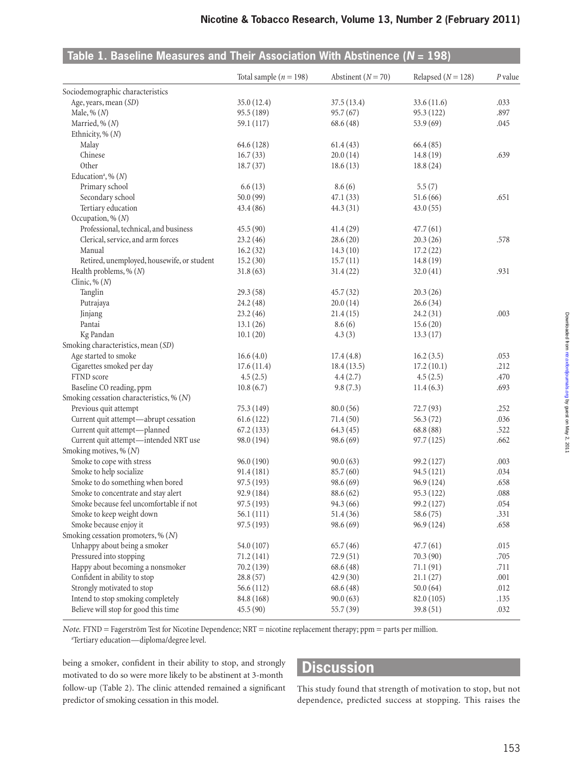## Table 1. Baseline Measures and Their Association With Abstinence (*N* = 198)

| | Total sample (*n* = 198) | Abstinent (*N* = 70) | Relapsed (*N* = 128) | *P* value |
|---|---|---|---|---|
| Sociodemographic characteristics | | | | |
| Age, years, mean (*SD*) | 35.0 (12.4) | 37.5 (13.4) | 33.6 (11.6) | .033 |
| Male, % (*N*) | 95.5 (189) | 95.7 (67) | 95.3 (122) | .897 |
| Married, % (*N*) | 59.1 (117) | 68.6 (48) | 53.9 (69) | .045 |
| Ethnicity, % (*N*) | | | | |
| Malay | 64.6 (128) | 61.4 (43) | 66.4 (85) | |
| Chinese | 16.7 (33) | 20.0 (14) | 14.8 (19) | .639 |
| Other | 18.7 (37) | 18.6 (13) | 18.8 (24) | |
| Education[a], % (*N*) | | | | |
| Primary school | 6.6 (13) | 8.6 (6) | 5.5 (7) | |
| Secondary school | 50.0 (99) | 47.1 (33) | 51.6 (66) | .651 |
| Tertiary education | 43.4 (86) | 44.3 (31) | 43.0 (55) | |
| Occupation, % (*N*) | | | | |
| Professional, technical, and business | 45.5 (90) | 41.4 (29) | 47.7 (61) | |
| Clerical, service, and arm forces | 23.2 (46) | 28.6 (20) | 20.3 (26) | .578 |
| Manual | 16.2 (32) | 14.3 (10) | 17.2 (22) | |
| Retired, unemployed, housewife, or student | 15.2 (30) | 15.7 (11) | 14.8 (19) | |
| Health problems, % (*N*) | 31.8 (63) | 31.4 (22) | 32.0 (41) | .931 |
| Clinic, % (*N*) | | | | |
| Tanglin | 29.3 (58) | 45.7 (32) | 20.3 (26) | |
| Putrajaya | 24.2 (48) | 20.0 (14) | 26.6 (34) | |
| Jinjang | 23.2 (46) | 21.4 (15) | 24.2 (31) | .003 |
| Pantai | 13.1 (26) | 8.6 (6) | 15.6 (20) | |
| Kg Pandan | 10.1 (20) | 4.3 (3) | 13.3 (17) | |
| Smoking characteristics, mean (*SD*) | | | | |
| Age started to smoke | 16.6 (4.0) | 17.4 (4.8) | 16.2 (3.5) | .053 |
| Cigarettes smoked per day | 17.6 (11.4) | 18.4 (13.5) | 17.2 (10.1) | .212 |
| FTND score | 4.5 (2.5) | 4.4 (2.7) | 4.5 (2.5) | .470 |
| Baseline CO reading, ppm | 10.8 (6.7) | 9.8 (7.3) | 11.4 (6.3) | .693 |
| Smoking cessation characteristics, % (*N*) | | | | |
| Previous quit attempt | 75.3 (149) | 80.0 (56) | 72.7 (93) | .252 |
| Current quit attempt—abrupt cessation | 61.6 (122) | 71.4 (50) | 56.3 (72) | .036 |
| Current quit attempt—planned | 67.2 (133) | 64.3 (45) | 68.8 (88) | .522 |
| Current quit attempt—intended NRT use | 98.0 (194) | 98.6 (69) | 97.7 (125) | .662 |
| Smoking motives, % (*N*) | | | | |
| Smoke to cope with stress | 96.0 (190) | 90.0 (63) | 99.2 (127) | .003 |
| Smoke to help socialize | 91.4 (181) | 85.7 (60) | 94.5 (121) | .034 |
| Smoke to do something when bored | 97.5 (193) | 98.6 (69) | 96.9 (124) | .658 |
| Smoke to concentrate and stay alert | 92.9 (184) | 88.6 (62) | 95.3 (122) | .088 |
| Smoke because feel uncomfortable if not | 97.5 (193) | 94.3 (66) | 99.2 (127) | .054 |
| Smoke to keep weight down | 56.1 (111) | 51.4 (36) | 58.6 (75) | .331 |
| Smoke because enjoy it | 97.5 (193) | 98.6 (69) | 96.9 (124) | .658 |
| Smoking cessation promoters, % (*N*) | | | | |
| Unhappy about being a smoker | 54.0 (107) | 65.7 (46) | 47.7 (61) | .015 |
| Pressured into stopping | 71.2 (141) | 72.9 (51) | 70.3 (90) | .705 |
| Happy about becoming a nonsmoker | 70.2 (139) | 68.6 (48) | 71.1 (91) | .711 |
| Confident in ability to stop | 28.8 (57) | 42.9 (30) | 21.1 (27) | .001 |
| Strongly motivated to stop | 56.6 (112) | 68.6 (48) | 50.0 (64) | .012 |
| Intend to stop smoking completely | 84.8 (168) | 90.0 (63) | 82.0 (105) | .135 |
| Believe will stop for good this time | 45.5 (90) | 55.7 (39) | 39.8 (51) | .032 |

*Note.* FTND = Fagerström Test for Nicotine Dependence; NRT = nicotine replacement therapy; ppm = parts per million.
[a]Tertiary education—diploma/degree level.

being a smoker, confident in their ability to stop, and strongly motivated to do so were more likely to be abstinent at 3-month follow-up (Table 2). The clinic attended remained a significant predictor of smoking cessation in this model.

## Discussion

This study found that strength of motivation to stop, but not dependence, predicted success at stopping. This raises the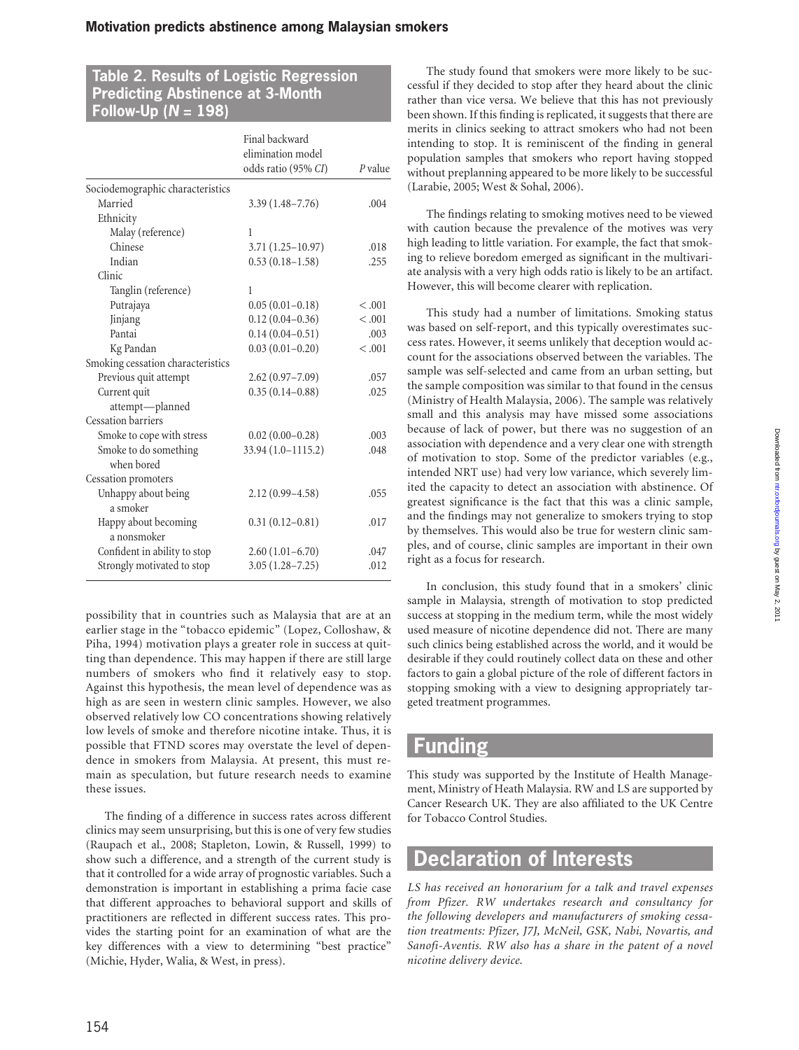**Table 2. Results of Logistic Regression Predicting Abstinence at 3-Month Follow-Up ($N$ = 198)**

| | Final backward elimination model odds ratio (95% *CI*) | *P* value |
|---|---|---|
| Sociodemographic characteristics | | |
| Married | 3.39 (1.48–7.76) | .004 |
| Ethnicity | | |
| Malay (reference) | 1 | |
| Chinese | 3.71 (1.25–10.97) | .018 |
| Indian | 0.53 (0.18–1.58) | .255 |
| Clinic | | |
| Tanglin (reference) | 1 | |
| Putrajaya | 0.05 (0.01–0.18) | < .001 |
| Jinjang | 0.12 (0.04–0.36) | < .001 |
| Pantai | 0.14 (0.04–0.51) | .003 |
| Kg Pandan | 0.03 (0.01–0.20) | < .001 |
| Smoking cessation characteristics | | |
| Previous quit attempt | 2.62 (0.97–7.09) | .057 |
| Current quit attempt—planned | 0.35 (0.14–0.88) | .025 |
| Cessation barriers | | |
| Smoke to cope with stress | 0.02 (0.00–0.28) | .003 |
| Smoke to do something when bored | 33.94 (1.0–1115.2) | .048 |
| Cessation promoters | | |
| Unhappy about being a smoker | 2.12 (0.99–4.58) | .055 |
| Happy about becoming a nonsmoker | 0.31 (0.12–0.81) | .017 |
| Confident in ability to stop | 2.60 (1.01–6.70) | .047 |
| Strongly motivated to stop | 3.05 (1.28–7.25) | .012 |

possibility that in countries such as Malaysia that are at an earlier stage in the "tobacco epidemic" (Lopez, Colloshaw, & Piha, 1994) motivation plays a greater role in success at quitting than dependence. This may happen if there are still large numbers of smokers who find it relatively easy to stop. Against this hypothesis, the mean level of dependence was as high as are seen in western clinic samples. However, we also observed relatively low CO concentrations showing relatively low levels of smoke and therefore nicotine intake. Thus, it is possible that FTND scores may overstate the level of dependence in smokers from Malaysia. At present, this must remain as speculation, but future research needs to examine these issues.

The finding of a difference in success rates across different clinics may seem unsurprising, but this is one of very few studies (Raupach et al., 2008; Stapleton, Lowin, & Russell, 1999) to show such a difference, and a strength of the current study is that it controlled for a wide array of prognostic variables. Such a demonstration is important in establishing a prima facie case that different approaches to behavioral support and skills of practitioners are reflected in different success rates. This provides the starting point for an examination of what are the key differences with a view to determining "best practice" (Michie, Hyder, Walia, & West, in press).

The study found that smokers were more likely to be successful if they decided to stop after they heard about the clinic rather than vice versa. We believe that this has not previously been shown. If this finding is replicated, it suggests that there are merits in clinics seeking to attract smokers who had not been intending to stop. It is reminiscent of the finding in general population samples that smokers who report having stopped without preplanning appeared to be more likely to be successful (Larabie, 2005; West & Sohal, 2006).

The findings relating to smoking motives need to be viewed with caution because the prevalence of the motives was very high leading to little variation. For example, the fact that smoking to relieve boredom emerged as significant in the multivariate analysis with a very high odds ratio is likely to be an artifact. However, this will become clearer with replication.

This study had a number of limitations. Smoking status was based on self-report, and this typically overestimates success rates. However, it seems unlikely that deception would account for the associations observed between the variables. The sample was self-selected and came from an urban setting, but the sample composition was similar to that found in the census (Ministry of Health Malaysia, 2006). The sample was relatively small and this analysis may have missed some associations because of lack of power, but there was no suggestion of an association with dependence and a very clear one with strength of motivation to stop. Some of the predictor variables (e.g., intended NRT use) had very low variance, which severely limited the capacity to detect an association with abstinence. Of greatest significance is the fact that this was a clinic sample, and the findings may not generalize to smokers trying to stop by themselves. This would also be true for western clinic samples, and of course, clinic samples are important in their own right as a focus for research.

In conclusion, this study found that in a smokers' clinic sample in Malaysia, strength of motivation to stop predicted success at stopping in the medium term, while the most widely used measure of nicotine dependence did not. There are many such clinics being established across the world, and it would be desirable if they could routinely collect data on these and other factors to gain a global picture of the role of different factors in stopping smoking with a view to designing appropriately targeted treatment programmes.

## Funding

This study was supported by the Institute of Health Management, Ministry of Heath Malaysia. RW and LS are supported by Cancer Research UK. They are also affiliated to the UK Centre for Tobacco Control Studies.

## Declaration of Interests

*LS has received an honorarium for a talk and travel expenses from Pfizer. RW undertakes research and consultancy for the following developers and manufacturers of smoking cessation treatments: Pfizer, J7J, McNeil, GSK, Nabi, Novartis, and Sanofi-Aventis. RW also has a share in the patent of a novel nicotine delivery device.*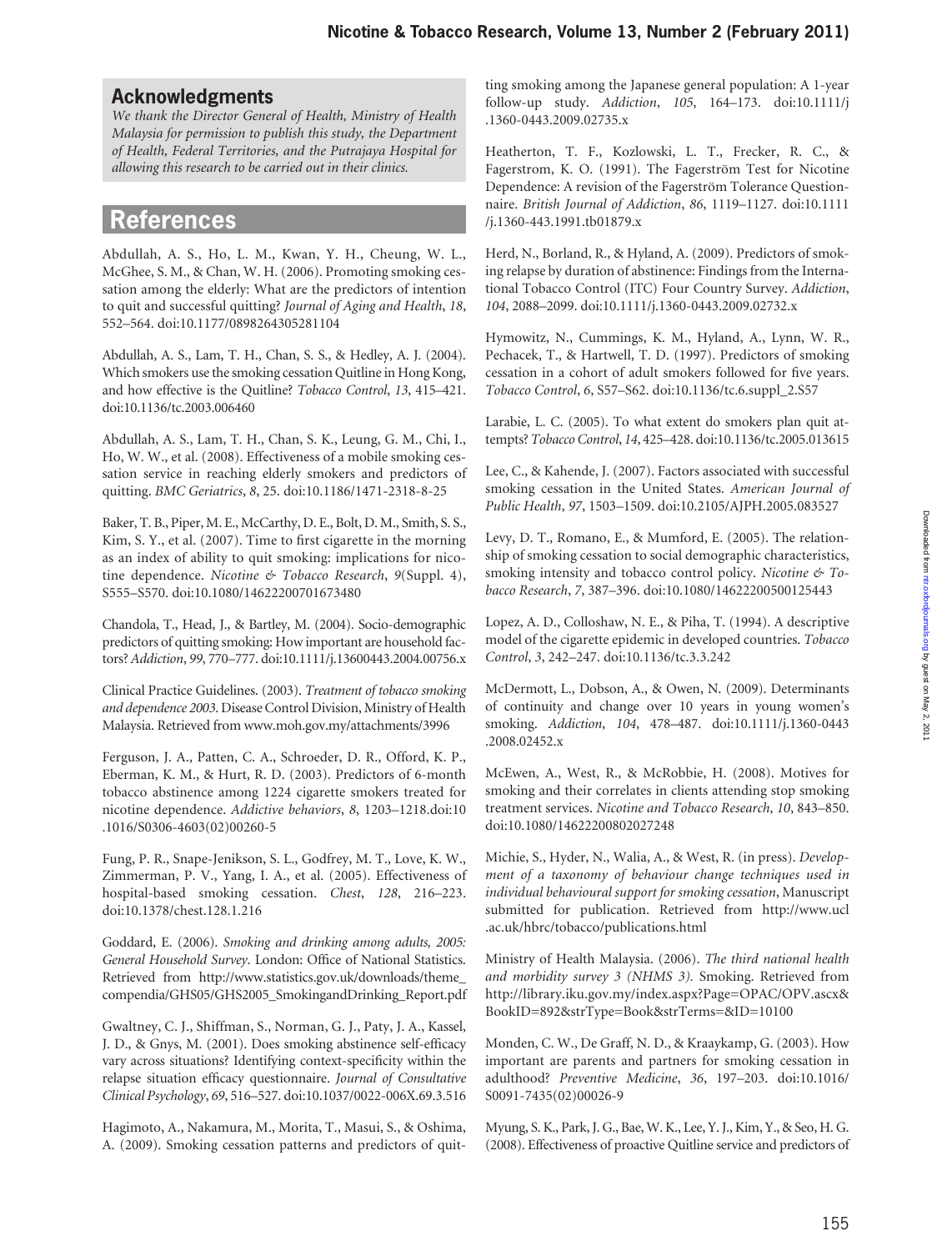## Acknowledgments

*We thank the Director General of Health, Ministry of Health Malaysia for permission to publish this study, the Department of Health, Federal Territories, and the Putrajaya Hospital for allowing this research to be carried out in their clinics.*

## References

Abdullah, A. S., Ho, L. M., Kwan, Y. H., Cheung, W. L., McGhee, S. M., & Chan, W. H. (2006). Promoting smoking cessation among the elderly: What are the predictors of intention to quit and successful quitting? *Journal of Aging and Health*, *18*, 552–564. doi:10.1177/0898264305281104

Abdullah, A. S., Lam, T. H., Chan, S. S., & Hedley, A. J. (2004). Which smokers use the smoking cessation Quitline in Hong Kong, and how effective is the Quitline? *Tobacco Control*, *13*, 415–421. doi:10.1136/tc.2003.006460

Abdullah, A. S., Lam, T. H., Chan, S. K., Leung, G. M., Chi, I., Ho, W. W., et al. (2008). Effectiveness of a mobile smoking cessation service in reaching elderly smokers and predictors of quitting. *BMC Geriatrics*, *8*, 25. doi:10.1186/1471-2318-8-25

Baker, T. B., Piper, M. E., McCarthy, D. E., Bolt, D. M., Smith, S. S., Kim, S. Y., et al. (2007). Time to first cigarette in the morning as an index of ability to quit smoking: implications for nicotine dependence. *Nicotine & Tobacco Research*, *9*(Suppl. 4), S555–S570. doi:10.1080/14622200701673480

Chandola, T., Head, J., & Bartley, M. (2004). Socio-demographic predictors of quitting smoking: How important are household factors? *Addiction*, *99*, 770–777. doi:10.1111/j.13600443.2004.00756.x

Clinical Practice Guidelines. (2003). *Treatment of tobacco smoking and dependence 2003*. Disease Control Division, Ministry of Health Malaysia. Retrieved from www.moh.gov.my/attachments/3996

Ferguson, J. A., Patten, C. A., Schroeder, D. R., Offord, K. P., Eberman, K. M., & Hurt, R. D. (2003). Predictors of 6-month tobacco abstinence among 1224 cigarette smokers treated for nicotine dependence. *Addictive behaviors*, *8*, 1203–1218.doi:10.1016/S0306-4603(02)00260-5

Fung, P. R., Snape-Jenikson, S. L., Godfrey, M. T., Love, K. W., Zimmerman, P. V., Yang, I. A., et al. (2005). Effectiveness of hospital-based smoking cessation. *Chest*, *128*, 216–223. doi:10.1378/chest.128.1.216

Goddard, E. (2006). *Smoking and drinking among adults, 2005: General Household Survey*. London: Office of National Statistics. Retrieved from http://www.statistics.gov.uk/downloads/theme_compendia/GHS05/GHS2005_SmokingandDrinking_Report.pdf

Gwaltney, C. J., Shiffman, S., Norman, G. J., Paty, J. A., Kassel, J. D., & Gnys, M. (2001). Does smoking abstinence self-efficacy vary across situations? Identifying context-specificity within the relapse situation efficacy questionnaire. *Journal of Consultative Clinical Psychology*, *69*, 516–527. doi:10.1037/0022-006X.69.3.516

Hagimoto, A., Nakamura, M., Morita, T., Masui, S., & Oshima, A. (2009). Smoking cessation patterns and predictors of quitting smoking among the Japanese general population: A 1-year follow-up study. *Addiction*, *105*, 164–173. doi:10.1111/j.1360-0443.2009.02735.x

Heatherton, T. F., Kozlowski, L. T., Frecker, R. C., & Fagerstrom, K. O. (1991). The Fagerström Test for Nicotine Dependence: A revision of the Fagerström Tolerance Questionnaire. *British Journal of Addiction*, *86*, 1119–1127. doi:10.1111/j.1360-443.1991.tb01879.x

Herd, N., Borland, R., & Hyland, A. (2009). Predictors of smoking relapse by duration of abstinence: Findings from the International Tobacco Control (ITC) Four Country Survey. *Addiction*, *104*, 2088–2099. doi:10.1111/j.1360-0443.2009.02732.x

Hymowitz, N., Cummings, K. M., Hyland, A., Lynn, W. R., Pechacek, T., & Hartwell, T. D. (1997). Predictors of smoking cessation in a cohort of adult smokers followed for five years. *Tobacco Control*, *6*, S57–S62. doi:10.1136/tc.6.suppl_2.S57

Larabie, L. C. (2005). To what extent do smokers plan quit attempts? *Tobacco Control*, *14*, 425–428. doi:10.1136/tc.2005.013615

Lee, C., & Kahende, J. (2007). Factors associated with successful smoking cessation in the United States. *American Journal of Public Health*, *97*, 1503–1509. doi:10.2105/AJPH.2005.083527

Levy, D. T., Romano, E., & Mumford, E. (2005). The relationship of smoking cessation to social demographic characteristics, smoking intensity and tobacco control policy. *Nicotine & Tobacco Research*, *7*, 387–396. doi:10.1080/14622200500125443

Lopez, A. D., Colloshaw, N. E., & Piha, T. (1994). A descriptive model of the cigarette epidemic in developed countries. *Tobacco Control*, *3*, 242–247. doi:10.1136/tc.3.3.242

McDermott, L., Dobson, A., & Owen, N. (2009). Determinants of continuity and change over 10 years in young women's smoking. *Addiction*, *104*, 478–487. doi:10.1111/j.1360-0443.2008.02452.x

McEwen, A., West, R., & McRobbie, H. (2008). Motives for smoking and their correlates in clients attending stop smoking treatment services. *Nicotine and Tobacco Research*, *10*, 843–850. doi:10.1080/14622200802027248

Michie, S., Hyder, N., Walia, A., & West, R. (in press). *Development of a taxonomy of behaviour change techniques used in individual behavioural support for smoking cessation*, Manuscript submitted for publication. Retrieved from http://www.ucl.ac.uk/hbrc/tobacco/publications.html

Ministry of Health Malaysia. (2006). *The third national health and morbidity survey 3 (NHMS 3).* Smoking. Retrieved from http://library.iku.gov.my/index.aspx?Page=OPAC/OPV.ascx&BookID=892&strType=Book&strTerms=&ID=10100

Monden, C. W., De Graff, N. D., & Kraaykamp, G. (2003). How important are parents and partners for smoking cessation in adulthood? *Preventive Medicine*, *36*, 197–203. doi:10.1016/S0091-7435(02)00026-9

Myung, S. K., Park, J. G., Bae, W. K., Lee, Y. J., Kim, Y., & Seo, H. G. (2008). Effectiveness of proactive Quitline service and predictors of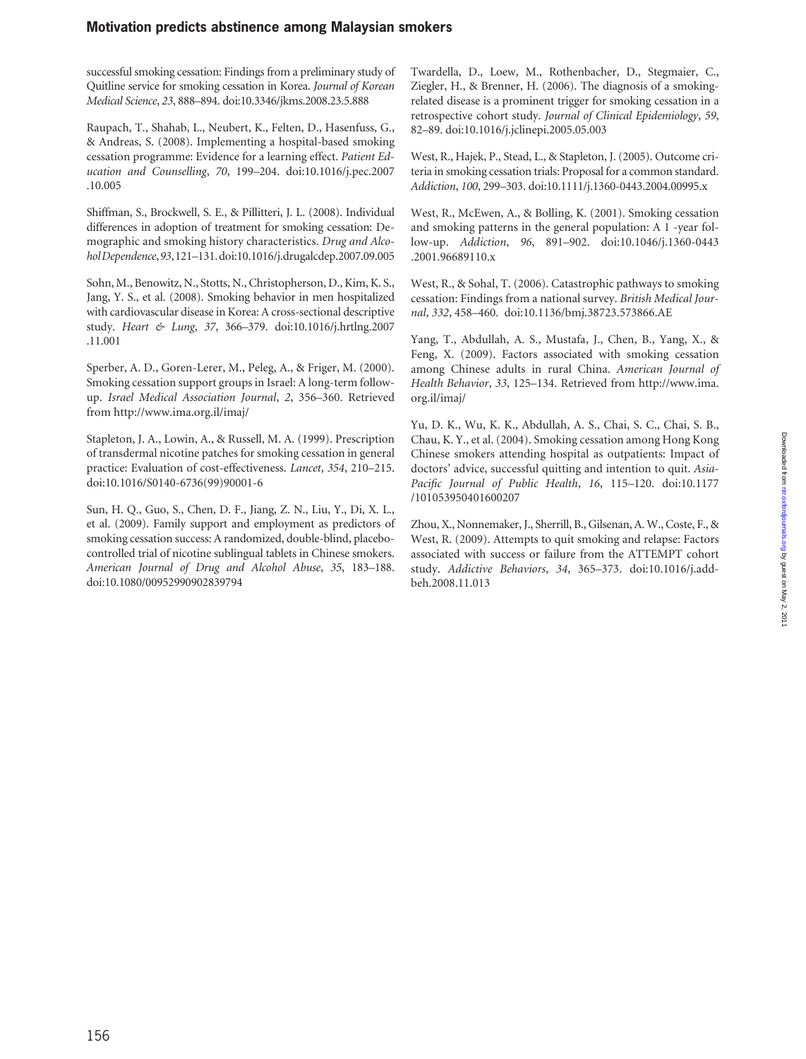successful smoking cessation: Findings from a preliminary study of Quitline service for smoking cessation in Korea. *Journal of Korean Medical Science*, *23*, 888–894. doi:10.3346/jkms.2008.23.5.888

Raupach, T., Shahab, L., Neubert, K., Felten, D., Hasenfuss, G., & Andreas, S. (2008). Implementing a hospital-based smoking cessation programme: Evidence for a learning effect. *Patient Education and Counselling*, *70*, 199–204. doi:10.1016/j.pec.2007.10.005

Shiffman, S., Brockwell, S. E., & Pillitteri, J. L. (2008). Individual differences in adoption of treatment for smoking cessation: Demographic and smoking history characteristics. *Drug and Alcohol Dependence*, *93*, 121–131. doi:10.1016/j.drugalcdep.2007.09.005

Sohn, M., Benowitz, N., Stotts, N., Christopherson, D., Kim, K. S., Jang, Y. S., et al. (2008). Smoking behavior in men hospitalized with cardiovascular disease in Korea: A cross-sectional descriptive study. *Heart & Lung*, *37*, 366–379. doi:10.1016/j.hrtlng.2007.11.001

Sperber, A. D., Goren-Lerer, M., Peleg, A., & Friger, M. (2000). Smoking cessation support groups in Israel: A long-term follow-up. *Israel Medical Association Journal*, *2*, 356–360. Retrieved from http://www.ima.org.il/imaj/

Stapleton, J. A., Lowin, A., & Russell, M. A. (1999). Prescription of transdermal nicotine patches for smoking cessation in general practice: Evaluation of cost-effectiveness. *Lancet*, *354*, 210–215. doi:10.1016/S0140-6736(99)90001-6

Sun, H. Q., Guo, S., Chen, D. F., Jiang, Z. N., Liu, Y., Di, X. L., et al. (2009). Family support and employment as predictors of smoking cessation success: A randomized, double-blind, placebo-controlled trial of nicotine sublingual tablets in Chinese smokers. *American Journal of Drug and Alcohol Abuse*, *35*, 183–188. doi:10.1080/00952990902839794

Twardella, D., Loew, M., Rothenbacher, D., Stegmaier, C., Ziegler, H., & Brenner, H. (2006). The diagnosis of a smoking-related disease is a prominent trigger for smoking cessation in a retrospective cohort study. *Journal of Clinical Epidemiology*, *59*, 82–89. doi:10.1016/j.jclinepi.2005.05.003

West, R., Hajek, P., Stead, L., & Stapleton, J. (2005). Outcome criteria in smoking cessation trials: Proposal for a common standard. *Addiction*, *100*, 299–303. doi:10.1111/j.1360-0443.2004.00995.x

West, R., McEwen, A., & Bolling, K. (2001). Smoking cessation and smoking patterns in the general population: A 1 -year follow-up. *Addiction*, *96*, 891–902. doi:10.1046/j.1360-0443.2001.96689110.x

West, R., & Sohal, T. (2006). Catastrophic pathways to smoking cessation: Findings from a national survey. *British Medical Journal*, *332*, 458–460. doi:10.1136/bmj.38723.573866.AE

Yang, T., Abdullah, A. S., Mustafa, J., Chen, B., Yang, X., & Feng, X. (2009). Factors associated with smoking cessation among Chinese adults in rural China. *American Journal of Health Behavior*, *33*, 125–134. Retrieved from http://www.ima.org.il/imaj/

Yu, D. K., Wu, K. K., Abdullah, A. S., Chai, S. C., Chai, S. B., Chau, K. Y., et al. (2004). Smoking cessation among Hong Kong Chinese smokers attending hospital as outpatients: Impact of doctors' advice, successful quitting and intention to quit. *Asia-Pacific Journal of Public Health*, *16*, 115–120. doi:10.1177/101053950401600207

Zhou, X., Nonnemaker, J., Sherrill, B., Gilsenan, A. W., Coste, F., & West, R. (2009). Attempts to quit smoking and relapse: Factors associated with success or failure from the ATTEMPT cohort study. *Addictive Behaviors*, *34*, 365–373. doi:10.1016/j.addbeh.2008.11.013